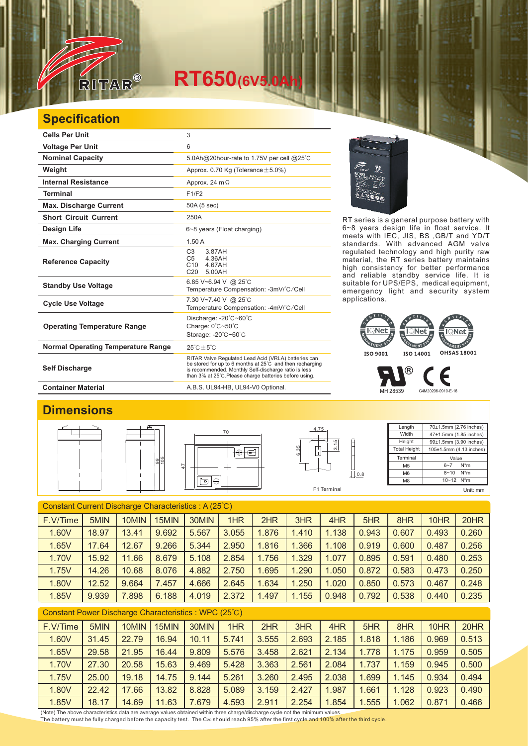# RITAR® RT650(6V5.0Ah)

## Specification

| Cells Per Unit | 3 |
|---|---|
| Voltage Per Unit | 6 |
| Nominal Capacity | 5.0Ah@20hour-rate to 1.75V per cell @25°C |
| Weight | Approx. 0.70 Kg (Tolerance ±5.0%) |
| Internal Resistance | Approx. 24 mΩ |
| Terminal | F1/F2 |
| Max. Discharge Current | 50A (5 sec) |
| Short Circuit Current | 250A |
| Design Life | 6~8 years (Float charging) |
| Max. Charging Current | 1.50 A |
| Reference Capacity | C3 3.87AH<br>C5 4.36AH<br>C10 4.67AH<br>C20 5.00AH |
| Standby Use Voltage | 6.85 V~6.94 V @ 25°C<br>Temperature Compensation: -3mV/°C/Cell |
| Cycle Use Voltage | 7.30 V~7.40 V @ 25°C<br>Temperature Compensation: -4mV/°C/Cell |
| Operating Temperature Range | Discharge: -20°C~60°C<br>Charge: 0°C~50°C<br>Storage: -20°C~60°C |
| Normal Operating Temperature Range | 25°C±5°C |
| Self Discharge | RITAR Valve Regulated Lead Acid (VRLA) batteries can be stored for up to 6 months at 25°C and then recharging is recommended. Monthly Self-discharge ratio is less than 3% at 25°C.Please charge batteries before using. |
| Container Material | A.B.S. UL94-HB, UL94-V0 Optional. |

RT series is a general purpose battery with 6~8 years design life in float service. It meets with IEC, JIS, BS ,GB/T and YD/T standards. With advanced AGM valve regulated technology and high purity raw material, the RT series battery maintains high consistency for better performance and reliable standby service life. It is suitable for UPS/EPS, medical equipment, emergency light and security system applications.

ISO 9001 ISO 14001 OHSAS 18001

MH 28539 G4M20206-0910-E-16

## Dimensions

| Length | 70±1.5mm (2.76 inches) |
|---|---|
| Width | 47±1.5mm (1.85 inches) |
| Height | 99±1.5mm (3.90 inches) |
| Total Height | 105±1.5mm (4.13 inches) |
| Terminal | Value |
| M5 | 6~7 N*m |
| M6 | 8~10 N*m |
| M8 | 10~12 N*m |

F1 Terminal

Unit: mm

### Constant Current Discharge Characteristics : A (25°C)

| F.V/Time | 5MIN | 10MIN | 15MIN | 30MIN | 1HR | 2HR | 3HR | 4HR | 5HR | 8HR | 10HR | 20HR |
|---|---|---|---|---|---|---|---|---|---|---|---|---|
| 1.60V | 18.97 | 13.41 | 9.692 | 5.567 | 3.055 | 1.876 | 1.410 | 1.138 | 0.943 | 0.607 | 0.493 | 0.260 |
| 1.65V | 17.64 | 12.67 | 9.266 | 5.344 | 2.950 | 1.816 | 1.366 | 1.108 | 0.919 | 0.600 | 0.487 | 0.256 |
| 1.70V | 15.92 | 11.66 | 8.679 | 5.108 | 2.854 | 1.756 | 1.329 | 1.077 | 0.895 | 0.591 | 0.480 | 0.253 |
| 1.75V | 14.26 | 10.68 | 8.076 | 4.882 | 2.750 | 1.695 | 1.290 | 1.050 | 0.872 | 0.583 | 0.473 | 0.250 |
| 1.80V | 12.52 | 9.664 | 7.457 | 4.666 | 2.645 | 1.634 | 1.250 | 1.020 | 0.850 | 0.573 | 0.467 | 0.248 |
| 1.85V | 9.939 | 7.898 | 6.188 | 4.019 | 2.372 | 1.497 | 1.155 | 0.948 | 0.792 | 0.538 | 0.440 | 0.235 |

### Constant Power Discharge Characteristics : WPC (25°C)

| F.V/Time | 5MIN | 10MIN | 15MIN | 30MIN | 1HR | 2HR | 3HR | 4HR | 5HR | 8HR | 10HR | 20HR |
|---|---|---|---|---|---|---|---|---|---|---|---|---|
| 1.60V | 31.45 | 22.79 | 16.94 | 10.11 | 5.741 | 3.555 | 2.693 | 2.185 | 1.818 | 1.186 | 0.969 | 0.513 |
| 1.65V | 29.58 | 21.95 | 16.44 | 9.809 | 5.576 | 3.458 | 2.621 | 2.134 | 1.778 | 1.175 | 0.959 | 0.505 |
| 1.70V | 27.30 | 20.58 | 15.63 | 9.469 | 5.428 | 3.363 | 2.561 | 2.084 | 1.737 | 1.159 | 0.945 | 0.500 |
| 1.75V | 25.00 | 19.18 | 14.75 | 9.144 | 5.261 | 3.260 | 2.495 | 2.038 | 1.699 | 1.145 | 0.934 | 0.494 |
| 1.80V | 22.42 | 17.66 | 13.82 | 8.828 | 5.089 | 3.159 | 2.427 | 1.987 | 1.661 | 1.128 | 0.923 | 0.490 |
| 1.85V | 18.17 | 14.69 | 11.63 | 7.679 | 4.593 | 2.911 | 2.254 | 1.854 | 1.555 | 1.062 | 0.871 | 0.466 |

(Note) The above characteristics data are average values obtained within three charge/discharge cycle not the minimum values.
The battery must be fully charged before the capacity test. The $C_{20}$ should reach 95% after the first cycle and 100% after the third cycle.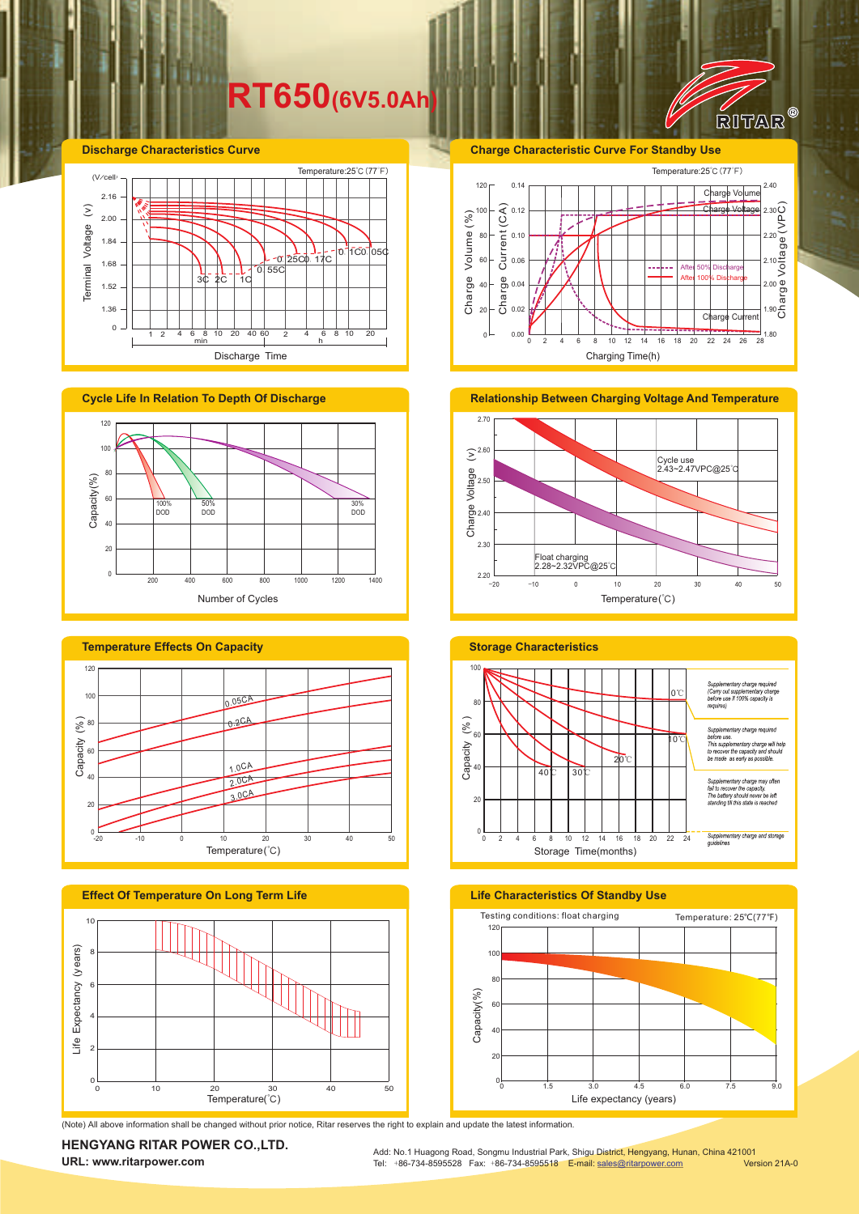# RT650(6V5.0Ah)

RITAR®

## Discharge Characteristics Curve

Temperature:25°C (77°F)

(V/cell)

2.16
2.00
1.84
1.68
1.52
1.36
0

Terminal Voltage (v)

3C 2C 1C 0.55C 0.25C 0.17C 0.1C 0.05C

1 2 4 6 8 10 20 40 60 2 4 6 8 10 20

min h

Discharge Time

## Charge Characteristic Curve For Standby Use

Temperature:25°C (77°F)

Charge Volume

Charge Voltage

After 50% Discharge

After 100% Discharge

Charge Current

Charge Volume (%) Charge Current (CA) Charge Voltage (VPC)

Charging Time(h)

## Cycle Life In Relation To Depth Of Discharge

100% DOD

50% DOD

30% DOD

Capacity(%)

Number of Cycles

## Relationship Between Charging Voltage And Temperature

Cycle use
2.43~2.47VPC@25°C

Float charging
2.28~2.32VPC@25°C

Charge Voltage (v)

Temperature(°C)

## Temperature Effects On Capacity

0.05CA
0.2CA
1.0CA
2.0CA
3.0CA

Capacity (%)

Temperature(°C)

## Storage Characteristics

0°C 10°C 20°C 30°C 40°C

Capacity (%)

Storage Time(months)

*Supplementary charge required (Carry out supplementary charge before use if 100% capacity is requires)*

*Supplementary charge required before use. This supplementary charge will help to recover the capacity and should be made as early as possible.*

*Supplementary charge may often fail to recover the capacity. The battery should never be left standing till this state is reached*

*Supplementary charge and storage guidelines*

## Effect Of Temperature On Long Term Life

Life Expectancy (years)

Temperature(°C)

## Life Characteristics Of Standby Use

Testing conditions: float charging

Temperature: 25°C(77°F)

Capacity(%)

Life expectancy (years)

(Note) All above information shall be changed without prior notice, Ritar reserves the right to explain and update the latest information.

**HENGYANG RITAR POWER CO.,LTD.**
**URL: www.ritarpower.com**

Add: No.1 Huagong Road, Songmu Industrial Park, Shigu District, Hengyang, Hunan, China 421001
Tel: +86-734-8595528 Fax: +86-734-8595518 E-mail: sales@ritarpower.com

Version 21A-0